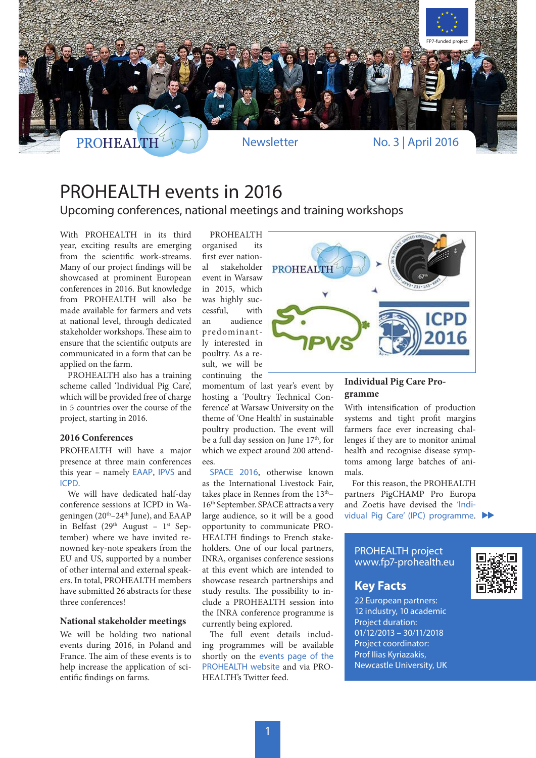PROHEALTH Newsletter No. 3 | April 2016

# PROHEALTH events in 2016

## Upcoming conferences, national meetings and training workshops

With PROHEALTH in its third year, exciting results are emerging from the scientific work-streams. Many of our project findings will be showcased at prominent European conferences in 2016. But knowledge from PROHEALTH will also be made available for farmers and vets at national level, through dedicated stakeholder workshops. These aim to ensure that the scientific outputs are communicated in a form that can be applied on the farm.

PROHEALTH also has a training scheme called 'Individual Pig Care', which will be provided free of charge in 5 countries over the course of the project, starting in 2016.

### 2016 Conferences

PROHEALTH will have a major presence at three main conferences this year – namely EAAP, IPVS and ICPD.

We will have dedicated half-day conference sessions at ICPD in Wageningen (20th–24th June), and EAAP in Belfast (29th August – 1st September) where we have invited renowned key-note speakers from the EU and US, supported by a number of other internal and external speakers. In total, PROHEALTH members have submitted 26 abstracts for these three conferences!

### National stakeholder meetings

We will be holding two national events during 2016, in Poland and France. The aim of these events is to help increase the application of scientific findings on farms.

PROHEALTH organised its first ever national stakeholder event in Warsaw in 2015, which was highly successful, with an audience predominantly interested in poultry. As a result, we will be continuing the momentum of last year's event by hosting a 'Poultry Technical Conference' at Warsaw University on the theme of 'One Health' in sustainable poultry production. The event will be a full day session on June 17th, for which we expect around 200 attendees.

SPACE 2016, otherwise known as the International Livestock Fair, takes place in Rennes from the 13th–16th September. SPACE attracts a very large audience, so it will be a good opportunity to communicate PROHEALTH findings to French stakeholders. One of our local partners, INRA, organises conference sessions at this event which are intended to showcase research partnerships and study results. The possibility to include a PROHEALTH session into the INRA conference programme is currently being explored.

The full event details including programmes will be available shortly on the events page of the PROHEALTH website and via PROHEALTH's Twitter feed.

### Individual Pig Care Programme

With intensification of production systems and tight profit margins farmers face ever increasing challenges if they are to monitor animal health and recognise disease symptoms among large batches of animals.

For this reason, the PROHEALTH partners PigCHAMP Pro Europa and Zoetis have devised the 'Individual Pig Care' (IPC) programme. ▶▶

**PROHEALTH project**
www.fp7-prohealth.eu

**Key Facts**

22 European partners:
12 industry, 10 academic
Project duration:
01/12/2013 – 30/11/2018
Project coordinator:
Prof Ilias Kyriazakis,
Newcastle University, UK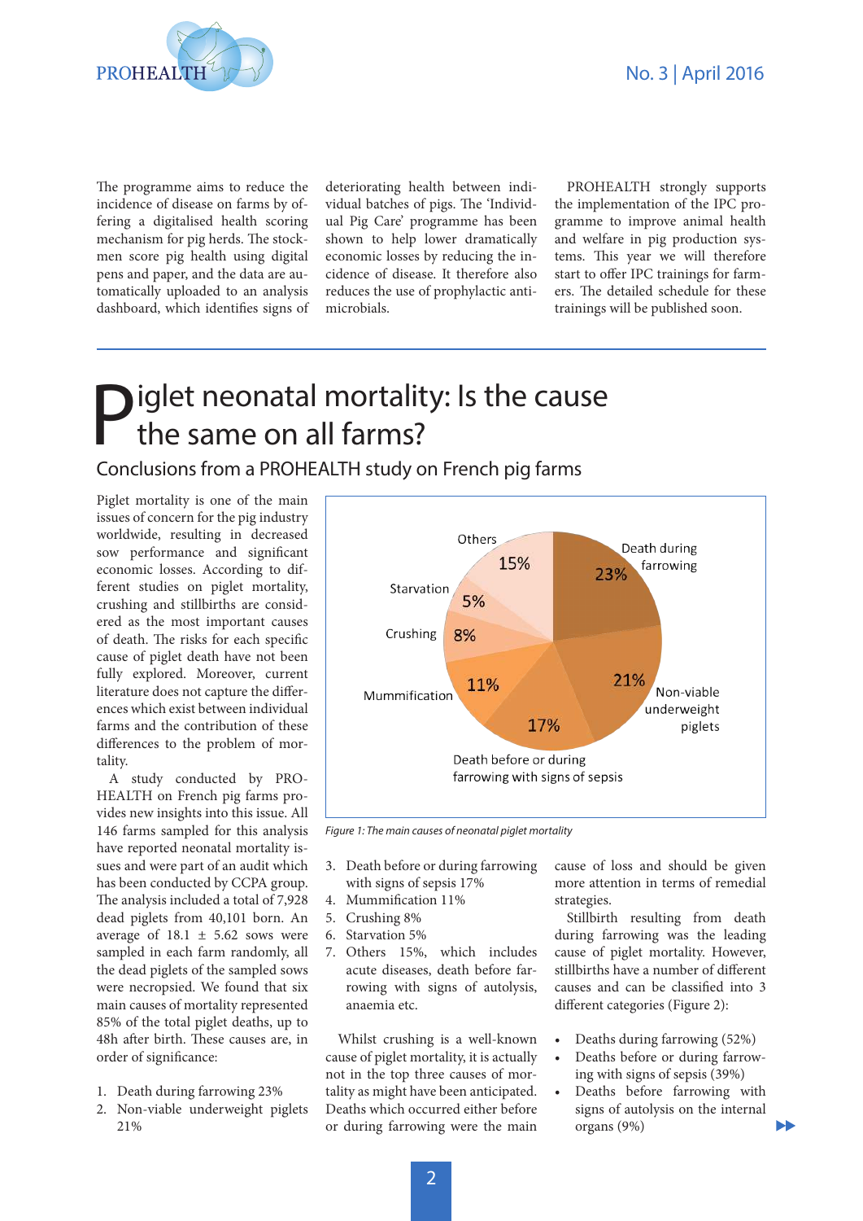The programme aims to reduce the incidence of disease on farms by offering a digitalised health scoring mechanism for pig herds. The stockmen score pig health using digital pens and paper, and the data are automatically uploaded to an analysis dashboard, which identifies signs of deteriorating health between individual batches of pigs. The 'Individual Pig Care' programme has been shown to help lower dramatically economic losses by reducing the incidence of disease. It therefore also reduces the use of prophylactic antimicrobials.

PROHEALTH strongly supports the implementation of the IPC programme to improve animal health and welfare in pig production systems. This year we will therefore start to offer IPC trainings for farmers. The detailed schedule for these trainings will be published soon.

# Piglet neonatal mortality: Is the cause the same on all farms?

## Conclusions from a PROHEALTH study on French pig farms

Piglet mortality is one of the main issues of concern for the pig industry worldwide, resulting in decreased sow performance and significant economic losses. According to different studies on piglet mortality, crushing and stillbirths are considered as the most important causes of death. The risks for each specific cause of piglet death have not been fully explored. Moreover, current literature does not capture the differences which exist between individual farms and the contribution of these differences to the problem of mortality.

A study conducted by PROHEALTH on French pig farms provides new insights into this issue. All 146 farms sampled for this analysis have reported neonatal mortality issues and were part of an audit which has been conducted by CCPA group. The analysis included a total of 7,928 dead piglets from 40,101 born. An average of 18.1 ± 5.62 sows were sampled in each farm randomly, all the dead piglets of the sampled sows were necropsied. We found that six main causes of mortality represented 85% of the total piglet deaths, up to 48h after birth. These causes are, in order of significance:

1. Death during farrowing 23%
2. Non-viable underweight piglets 21%
3. Death before or during farrowing with signs of sepsis 17%
4. Mummification 11%
5. Crushing 8%
6. Starvation 5%
7. Others 15%, which includes acute diseases, death before farrowing with signs of autolysis, anaemia etc.

| Cause | Share |
|---|---|
| Death during farrowing | 23% |
| Non-viable underweight piglets | 21% |
| Death before or during farrowing with signs of sepsis | 17% |
| Mummification | 11% |
| Crushing | 8% |
| Starvation | 5% |
| Others | 15% |

*Figure 1: The main causes of neonatal piglet mortality*

Whilst crushing is a well-known cause of piglet mortality, it is actually not in the top three causes of mortality as might have been anticipated. Deaths which occurred either before or during farrowing were the main cause of loss and should be given more attention in terms of remedial strategies.

Stillbirth resulting from death during farrowing was the leading cause of piglet mortality. However, stillbirths have a number of different causes and can be classified into 3 different categories (Figure 2):

- Deaths during farrowing (52%)
- Deaths before or during farrowing with signs of sepsis (39%)
- Deaths before farrowing with signs of autolysis on the internal organs (9%)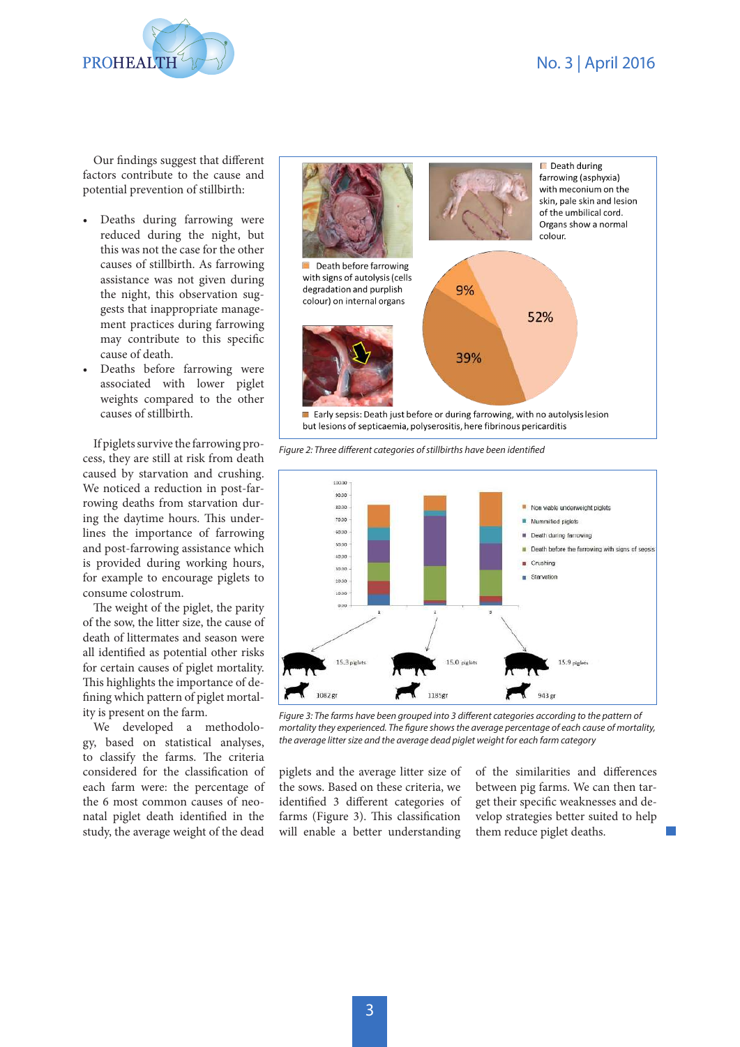Our findings suggest that different factors contribute to the cause and potential prevention of stillbirth:

- Deaths during farrowing were reduced during the night, but this was not the case for the other causes of stillbirth. As farrowing assistance was not given during the night, this observation suggests that inappropriate management practices during farrowing may contribute to this specific cause of death.
- Deaths before farrowing were associated with lower piglet weights compared to the other causes of stillbirth.

If piglets survive the farrowing process, they are still at risk from death caused by starvation and crushing. We noticed a reduction in post-farrowing deaths from starvation during the daytime hours. This underlines the importance of farrowing and post-farrowing assistance which is provided during working hours, for example to encourage piglets to consume colostrum.

The weight of the piglet, the parity of the sow, the litter size, the cause of death of littermates and season were all identified as potential other risks for certain causes of piglet mortality. This highlights the importance of defining which pattern of piglet mortality is present on the farm.

We developed a methodology, based on statistical analyses, to classify the farms. The criteria considered for the classification of each farm were: the percentage of the 6 most common causes of neonatal piglet death identified in the study, the average weight of the dead piglets and the average litter size of the sows. Based on these criteria, we identified 3 different categories of farms (Figure 3). This classification will enable a better understanding of the similarities and differences between pig farms. We can then target their specific weaknesses and develop strategies better suited to help them reduce piglet deaths.

Death during farrowing (asphyxia) with meconium on the skin, pale skin and lesion of the umbilical cord. Organs show a normal colour.

Death before farrowing with signs of autolysis (cells degradation and purplish colour) on internal organs

Early sepsis: Death just before or during farrowing, with no autolysis lesion but lesions of septicaemia, polyserositis, here fibrinous pericarditis

52% / 39% / 9%

*Figure 2: Three different categories of stillbirths have been identified*

Legend: Non viable underweight piglets; Mummified piglets; Death during farrowing; Death before the farrowing with signs of sepsis; Crushing; Starvation

Category 1: 15.3 piglets, 1082 gr
Category 2: 15.0 piglets, 1185gr
Category 3: 15.9 piglets, 943 gr

*Figure 3: The farms have been grouped into 3 different categories according to the pattern of mortality they experienced. The figure shows the average percentage of each cause of mortality, the average litter size and the average dead piglet weight for each farm category*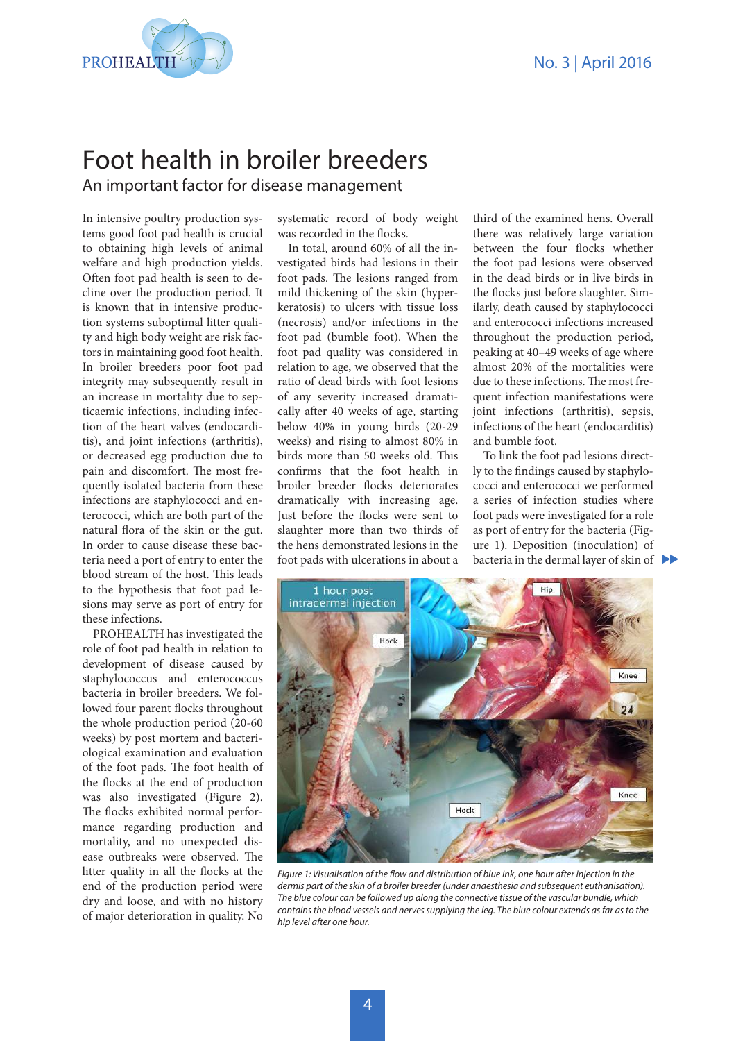# Foot health in broiler breeders

## An important factor for disease management

In intensive poultry production systems good foot pad health is crucial to obtaining high levels of animal welfare and high production yields. Often foot pad health is seen to decline over the production period. It is known that in intensive production systems suboptimal litter quality and high body weight are risk factors in maintaining good foot health. In broiler breeders poor foot pad integrity may subsequently result in an increase in mortality due to septicaemic infections, including infection of the heart valves (endocarditis), and joint infections (arthritis), or decreased egg production due to pain and discomfort. The most frequently isolated bacteria from these infections are staphylococci and enterococci, which are both part of the natural flora of the skin or the gut. In order to cause disease these bacteria need a port of entry to enter the blood stream of the host. This leads to the hypothesis that foot pad lesions may serve as port of entry for these infections.

PROHEALTH has investigated the role of foot pad health in relation to development of disease caused by staphylococcus and enterococcus bacteria in broiler breeders. We followed four parent flocks throughout the whole production period (20-60 weeks) by post mortem and bacteriological examination and evaluation of the foot pads. The foot health of the flocks at the end of production was also investigated (Figure 2). The flocks exhibited normal performance regarding production and mortality, and no unexpected disease outbreaks were observed. The litter quality in all the flocks at the end of the production period were dry and loose, and with no history of major deterioration in quality. No systematic record of body weight was recorded in the flocks.

In total, around 60% of all the investigated birds had lesions in their foot pads. The lesions ranged from mild thickening of the skin (hyperkeratosis) to ulcers with tissue loss (necrosis) and/or infections in the foot pad (bumble foot). When the foot pad quality was considered in relation to age, we observed that the ratio of dead birds with foot lesions of any severity increased dramatically after 40 weeks of age, starting below 40% in young birds (20-29 weeks) and rising to almost 80% in birds more than 50 weeks old. This confirms that the foot health in broiler breeder flocks deteriorates dramatically with increasing age. Just before the flocks were sent to slaughter more than two thirds of the hens demonstrated lesions in the foot pads with ulcerations in about a third of the examined hens. Overall there was relatively large variation between the four flocks whether the foot pad lesions were observed in the dead birds or in live birds in the flocks just before slaughter. Similarly, death caused by staphylococci and enterococci infections increased throughout the production period, peaking at 40–49 weeks of age where almost 20% of the mortalities were due to these infections. The most frequent infection manifestations were joint infections (arthritis), sepsis, infections of the heart (endocarditis) and bumble foot.

To link the foot pad lesions directly to the findings caused by staphylococci and enterococci we performed a series of infection studies where foot pads were investigated for a role as port of entry for the bacteria (Figure 1). Deposition (inoculation) of bacteria in the dermal layer of skin of

*Figure 1: Visualisation of the flow and distribution of blue ink, one hour after injection in the dermis part of the skin of a broiler breeder (under anaesthesia and subsequent euthanisation). The blue colour can be followed up along the connective tissue of the vascular bundle, which contains the blood vessels and nerves supplying the leg. The blue colour extends as far as to the hip level after one hour.*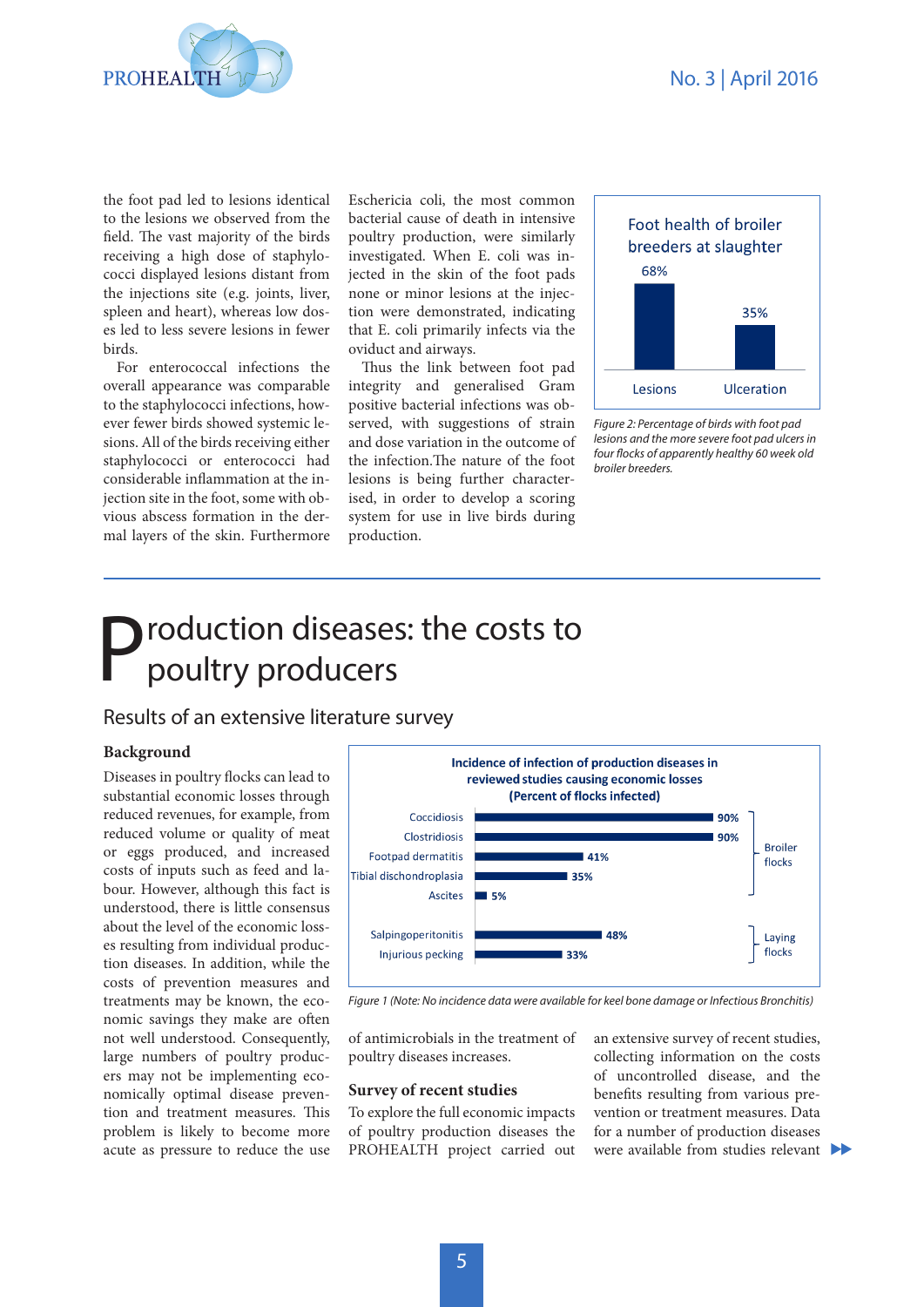the foot pad led to lesions identical to the lesions we observed from the field. The vast majority of the birds receiving a high dose of staphylococci displayed lesions distant from the injections site (e.g. joints, liver, spleen and heart), whereas low doses led to less severe lesions in fewer birds.

For enterococcal infections the overall appearance was comparable to the staphylococci infections, however fewer birds showed systemic lesions. All of the birds receiving either staphylococci or enterococci had considerable inflammation at the injection site in the foot, some with obvious abscess formation in the dermal layers of the skin. Furthermore Eschericia coli, the most common bacterial cause of death in intensive poultry production, were similarly investigated. When E. coli was injected in the skin of the foot pads none or minor lesions at the injection were demonstrated, indicating that E. coli primarily infects via the oviduct and airways.

Thus the link between foot pad integrity and generalised Gram positive bacterial infections was observed, with suggestions of strain and dose variation in the outcome of the infection.The nature of the foot lesions is being further characterised, in order to develop a scoring system for use in live birds during production.

**Foot health of broiler breeders at slaughter**

| | Lesions | Ulceration |
|---|---|---|
| Percentage | 68% | 35% |

*Figure 2: Percentage of birds with foot pad lesions and the more severe foot pad ulcers in four flocks of apparently healthy 60 week old broiler breeders.*

# Production diseases: the costs to poultry producers

## Results of an extensive literature survey

### Background

Diseases in poultry flocks can lead to substantial economic losses through reduced revenues, for example, from reduced volume or quality of meat or eggs produced, and increased costs of inputs such as feed and labour. However, although this fact is understood, there is little consensus about the level of the economic losses resulting from individual production diseases. In addition, while the costs of prevention measures and treatments may be known, the economic savings they make are often not well understood. Consequently, large numbers of poultry producers may not be implementing economically optimal disease prevention and treatment measures. This problem is likely to become more acute as pressure to reduce the use of antimicrobials in the treatment of poultry diseases increases.

**Incidence of infection of production diseases in reviewed studies causing economic losses (Percent of flocks infected)**

| Disease | Percent of flocks infected | Flock type |
|---|---|---|
| Coccidiosis | 90% | Broiler flocks |
| Clostridiosis | 90% | Broiler flocks |
| Footpad dermatitis | 41% | Broiler flocks |
| Tibial dischondroplasia | 35% | Broiler flocks |
| Ascites | 5% | Broiler flocks |
| Salpingoperitonitis | 48% | Laying flocks |
| Injurious pecking | 33% | Laying flocks |

*Figure 1 (Note: No incidence data were available for keel bone damage or Infectious Bronchitis)*

### Survey of recent studies

To explore the full economic impacts of poultry production diseases the PROHEALTH project carried out an extensive survey of recent studies, collecting information on the costs of uncontrolled disease, and the benefits resulting from various prevention or treatment measures. Data for a number of production diseases were available from studies relevant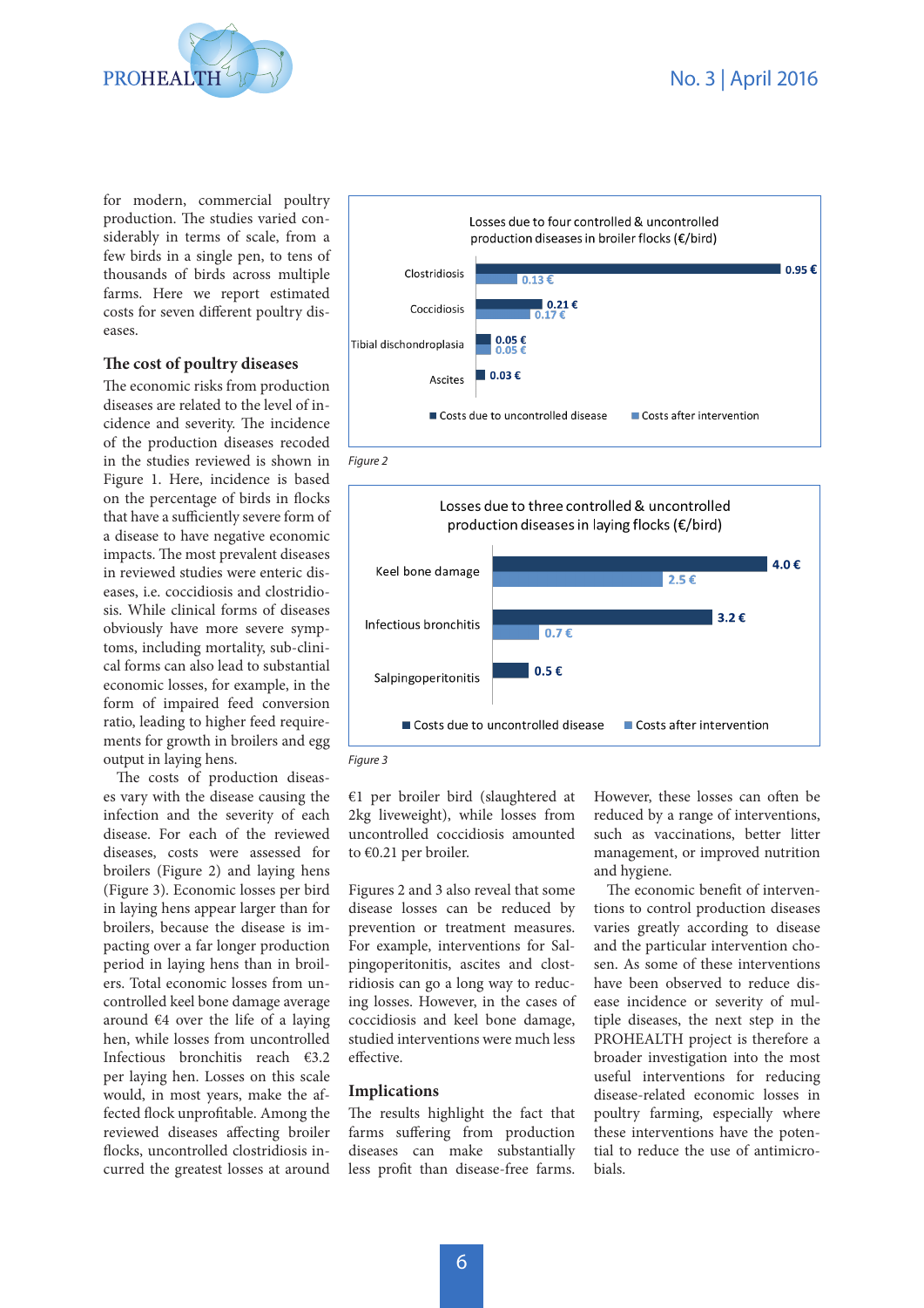for modern, commercial poultry production. The studies varied considerably in terms of scale, from a few birds in a single pen, to tens of thousands of birds across multiple farms. Here we report estimated costs for seven different poultry diseases.

### The cost of poultry diseases

The economic risks from production diseases are related to the level of incidence and severity. The incidence of the production diseases recoded in the studies reviewed is shown in Figure 1. Here, incidence is based on the percentage of birds in flocks that have a sufficiently severe form of a disease to have negative economic impacts. The most prevalent diseases in reviewed studies were enteric diseases, i.e. coccidiosis and clostridiosis. While clinical forms of diseases obviously have more severe symptoms, including mortality, sub-clinical forms can also lead to substantial economic losses, for example, in the form of impaired feed conversion ratio, leading to higher feed requirements for growth in broilers and egg output in laying hens.

The costs of production diseases vary with the disease causing the infection and the severity of each disease. For each of the reviewed diseases, costs were assessed for broilers (Figure 2) and laying hens (Figure 3). Economic losses per bird in laying hens appear larger than for broilers, because the disease is impacting over a far longer production period in laying hens than in broilers. Total economic losses from uncontrolled keel bone damage average around €4 over the life of a laying hen, while losses from uncontrolled Infectious bronchitis reach €3.2 per laying hen. Losses on this scale would, in most years, make the affected flock unprofitable. Among the reviewed diseases affecting broiler flocks, uncontrolled clostridiosis incurred the greatest losses at around €1 per broiler bird (slaughtered at 2kg liveweight), while losses from uncontrolled coccidiosis amounted to €0.21 per broiler.

Losses due to four controlled & uncontrolled production diseases in broiler flocks (€/bird)

Clostridiosis: 0.95 €, 0.13 €
Coccidiosis: 0.21 €, 0.17 €
Tibial dischondroplasia: 0.05 €, 0.05 €
Ascites: 0.03 €

■ Costs due to uncontrolled disease ■ Costs after intervention

*Figure 2*

Losses due to three controlled & uncontrolled production diseases in laying flocks (€/bird)

Keel bone damage: 4.0 €, 2.5 €
Infectious bronchitis: 3.2 €, 0.7 €
Salpingoperitonitis: 0.5 €

■ Costs due to uncontrolled disease ■ Costs after intervention

*Figure 3*

Figures 2 and 3 also reveal that some disease losses can be reduced by prevention or treatment measures. For example, interventions for Salpingoperitonitis, ascites and clostridiosis can go a long way to reducing losses. However, in the cases of coccidiosis and keel bone damage, studied interventions were much less effective.

### Implications

The results highlight the fact that farms suffering from production diseases can make substantially less profit than disease-free farms. However, these losses can often be reduced by a range of interventions, such as vaccinations, better litter management, or improved nutrition and hygiene.

The economic benefit of interventions to control production diseases varies greatly according to disease and the particular intervention chosen. As some of these interventions have been observed to reduce disease incidence or severity of multiple diseases, the next step in the PROHEALTH project is therefore a broader investigation into the most useful interventions for reducing disease-related economic losses in poultry farming, especially where these interventions have the potential to reduce the use of antimicrobials.